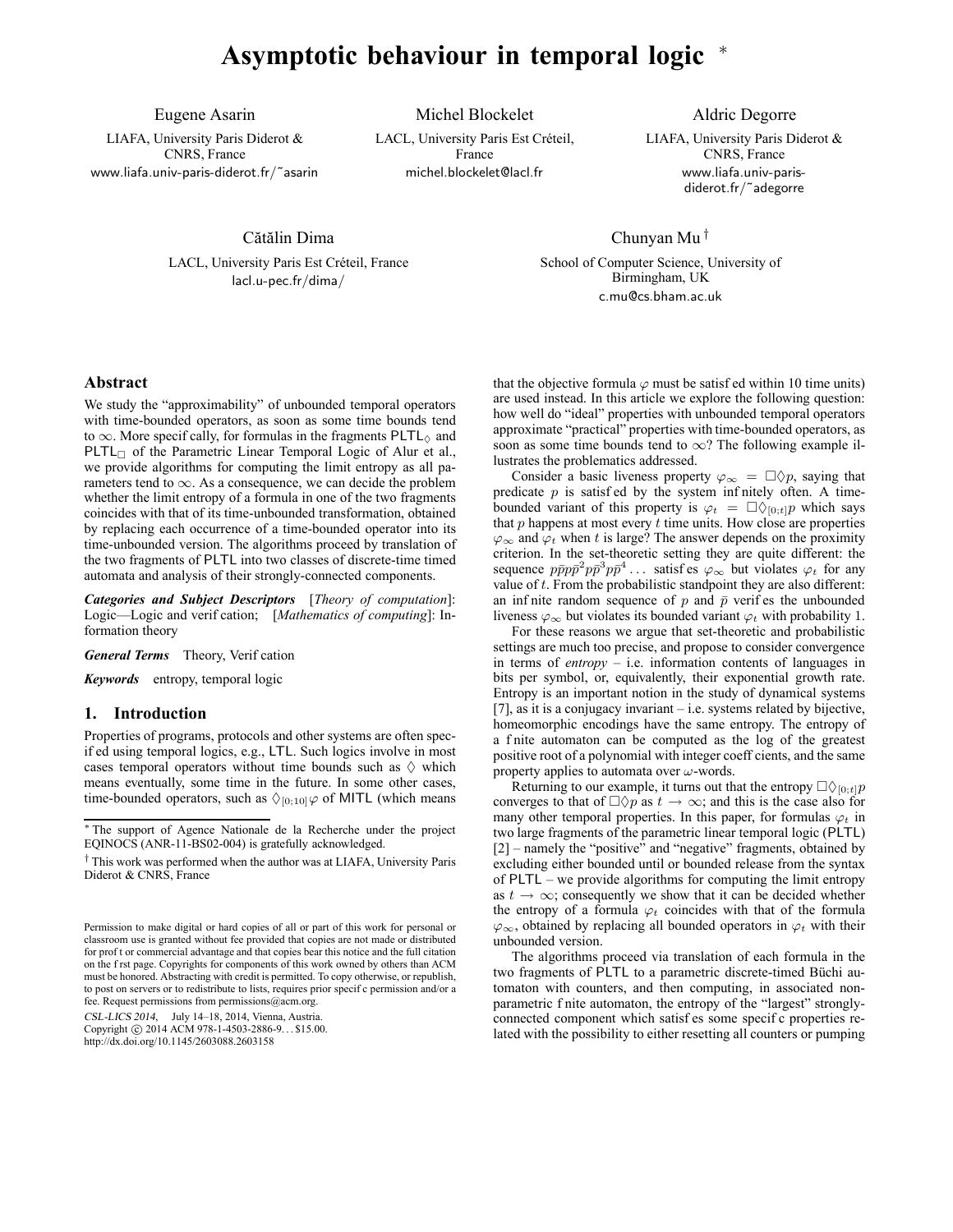# Asymptotic behaviour in temporal logic *

Eugene Asarin
LIAFA, University Paris Diderot & CNRS, France
www.liafa.univ-paris-diderot.fr/~asarin

Michel Blockelet
LACL, University Paris Est Créteil, France
michel.blockelet@lacl.fr

Aldric Degorre
LIAFA, University Paris Diderot & CNRS, France
www.liafa.univ-paris-diderot.fr/~adegorre

Cătălin Dima
LACL, University Paris Est Créteil, France
lacl.u-pec.fr/dima/

Chunyan Mu †
School of Computer Science, University of Birmingham, UK
c.mu@cs.bham.ac.uk

## Abstract

We study the "approximability" of unbounded temporal operators with time-bounded operators, as soon as some time bounds tend to $\infty$. More specifically, for formulas in the fragments $\mathsf{PLTL}_\Diamond$ and $\mathsf{PLTL}_\Box$ of the Parametric Linear Temporal Logic of Alur et al., we provide algorithms for computing the limit entropy as all parameters tend to $\infty$. As a consequence, we can decide the problem whether the limit entropy of a formula in one of the two fragments coincides with that of its time-unbounded transformation, obtained by replacing each occurrence of a time-bounded operator into its time-unbounded version. The algorithms proceed by translation of the two fragments of PLTL into two classes of discrete-time timed automata and analysis of their strongly-connected components.

***Categories and Subject Descriptors*** [*Theory of computation*]: Logic—Logic and verification; [*Mathematics of computing*]: Information theory

***General Terms*** Theory, Verification

***Keywords*** entropy, temporal logic

## 1. Introduction

Properties of programs, protocols and other systems are often specified using temporal logics, e.g., LTL. Such logics involve in most cases temporal operators without time bounds such as $\Diamond$ which means eventually, some time in the future. In some other cases, time-bounded operators, such as $\Diamond_{[0;10]}\varphi$ of MITL (which means that the objective formula $\varphi$ must be satisfied within 10 time units) are used instead. In this article we explore the following question: how well do "ideal" properties with unbounded temporal operators approximate "practical" properties with time-bounded operators, as soon as some time bounds tend to $\infty$? The following example illustrates the problematics addressed.

Consider a basic liveness property $\varphi_\infty = \Box\Diamond p$, saying that predicate $p$ is satisfied by the system infinitely often. A time-bounded variant of this property is $\varphi_t = \Box\Diamond_{[0;t]}p$ which says that $p$ happens at most every $t$ time units. How close are properties $\varphi_\infty$ and $\varphi_t$ when $t$ is large? The answer depends on the proximity criterion. In the set-theoretic setting they are quite different: the sequence $p\bar{p}p\bar{p}^2p\bar{p}^3p\bar{p}^4\ldots$ satisfies $\varphi_\infty$ but violates $\varphi_t$ for any value of $t$. From the probabilistic standpoint they are also different: an infinite random sequence of $p$ and $\bar{p}$ verifies the unbounded liveness $\varphi_\infty$ but violates its bounded variant $\varphi_t$ with probability 1.

For these reasons we argue that set-theoretic and probabilistic settings are much too precise, and propose to consider convergence in terms of *entropy* – i.e. information contents of languages in bits per symbol, or, equivalently, their exponential growth rate. Entropy is an important notion in the study of dynamical systems [7], as it is a conjugacy invariant – i.e. systems related by bijective, homeomorphic encodings have the same entropy. The entropy of a finite automaton can be computed as the log of the greatest positive root of a polynomial with integer coefficients, and the same property applies to automata over $\omega$-words.

Returning to our example, it turns out that the entropy $\Box\Diamond_{[0;t]}p$ converges to that of $\Box\Diamond p$ as $t \to \infty$; and this is the case also for many other temporal properties. In this paper, for formulas $\varphi_t$ in two large fragments of the parametric linear temporal logic (PLTL) [2] – namely the "positive" and "negative" fragments, obtained by excluding either bounded until or bounded release from the syntax of PLTL – we provide algorithms for computing the limit entropy as $t \to \infty$; consequently we show that it can be decided whether the entropy of a formula $\varphi_t$ coincides with that of the formula $\varphi_\infty$, obtained by replacing all bounded operators in $\varphi_t$ with their unbounded version.

The algorithms proceed via translation of each formula in the two fragments of PLTL to a parametric discrete-timed Büchi automaton with counters, and then computing, in associated non-parametric finite automaton, the entropy of the "largest" strongly-connected component which satisfies some specific properties related with the possibility to either resetting all counters or pumping

* The support of Agence Nationale de la Recherche under the project EQINOCS (ANR-11-BS02-004) is gratefully acknowledged.

† This work was performed when the author was at LIAFA, University Paris Diderot & CNRS, France

Permission to make digital or hard copies of all or part of this work for personal or classroom use is granted without fee provided that copies are not made or distributed for profit or commercial advantage and that copies bear this notice and the full citation on the first page. Copyrights for components of this work owned by others than ACM must be honored. Abstracting with credit is permitted. To copy otherwise, or republish, to post on servers or to redistribute to lists, requires prior specific permission and/or a fee. Request permissions from permissions@acm.org.

*CSL-LICS 2014*, July 14–18, 2014, Vienna, Austria.
Copyright © 2014 ACM 978-1-4503-2886-9. . . $15.00.
http://dx.doi.org/10.1145/2603088.2603158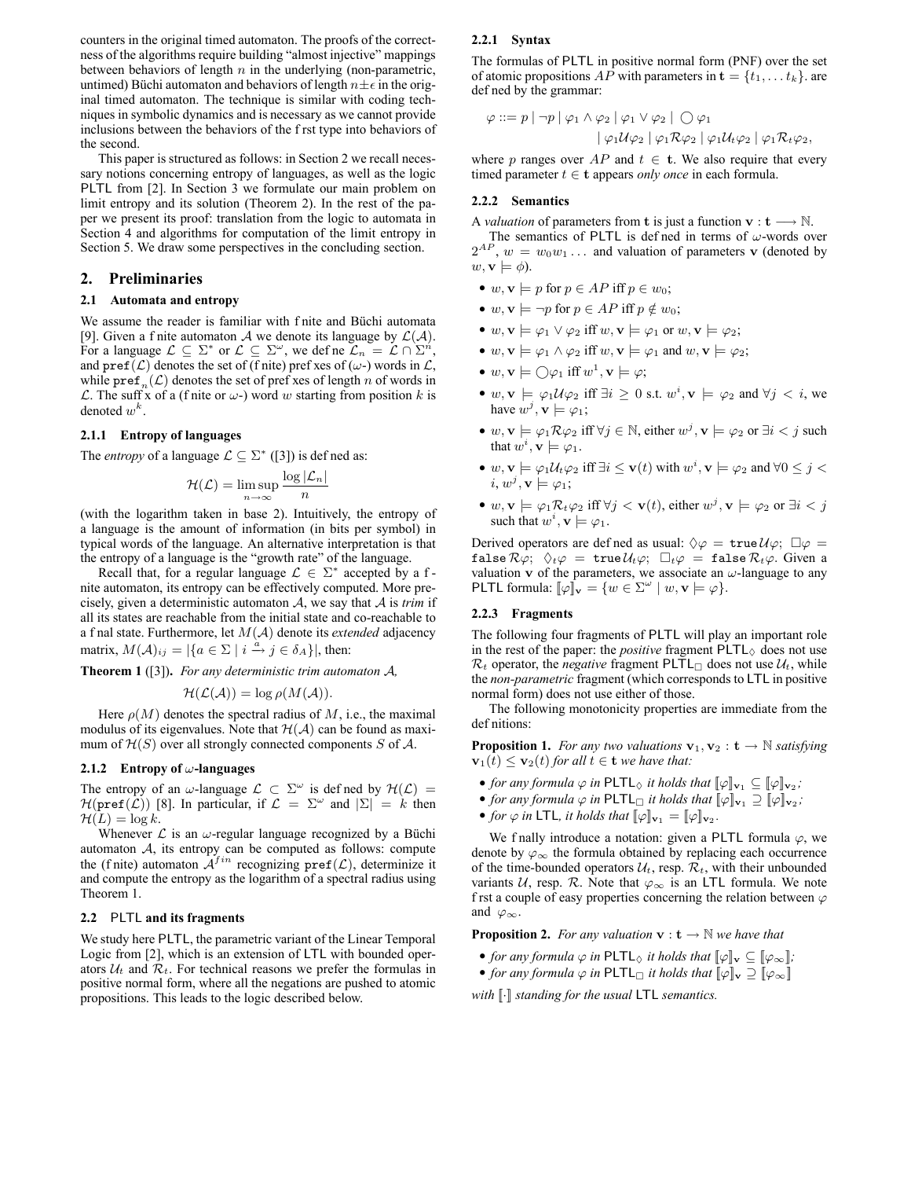counters in the original timed automaton. The proofs of the correctness of the algorithms require building "almost injective" mappings between behaviors of length $n$ in the underlying (non-parametric, untimed) Büchi automaton and behaviors of length $n \pm \epsilon$ in the original timed automaton. The technique is similar with coding techniques in symbolic dynamics and is necessary as we cannot provide inclusions between the behaviors of the first type into behaviors of the second.

This paper is structured as follows: in Section 2 we recall necessary notions concerning entropy of languages, as well as the logic PLTL from [2]. In Section 3 we formulate our main problem on limit entropy and its solution (Theorem 2). In the rest of the paper we present its proof: translation from the logic to automata in Section 4 and algorithms for computation of the limit entropy in Section 5. We draw some perspectives in the concluding section.

## 2. Preliminaries

### 2.1 Automata and entropy

We assume the reader is familiar with finite and Büchi automata [9]. Given a finite automaton $\mathcal{A}$ we denote its language by $\mathcal{L}(\mathcal{A})$. For a language $\mathcal{L} \subseteq \Sigma^*$ or $\mathcal{L} \subseteq \Sigma^\omega$, we define $\mathcal{L}_n = \mathcal{L} \cap \Sigma^n$, and $\mathtt{pref}(\mathcal{L})$ denotes the set of (finite) prefixes of ($\omega$-) words in $\mathcal{L}$, while $\mathtt{pref}_n(\mathcal{L})$ denotes the set of prefixes of length $n$ of words in $\mathcal{L}$. The suffix of a (finite or $\omega$-) word $w$ starting from position $k$ is denoted $w^k$.

#### 2.1.1 Entropy of languages

The *entropy* of a language $\mathcal{L} \subseteq \Sigma^*$ ([3]) is defined as:

$$\mathcal{H}(\mathcal{L}) = \limsup_{n \to \infty} \frac{\log |\mathcal{L}_n|}{n}$$

(with the logarithm taken in base 2). Intuitively, the entropy of a language is the amount of information (in bits per symbol) in typical words of the language. An alternative interpretation is that the entropy of a language is the "growth rate" of the language.

Recall that, for a regular language $\mathcal{L} \in \Sigma^*$ accepted by a finite automaton, its entropy can be effectively computed. More precisely, given a deterministic automaton $\mathcal{A}$, we say that $\mathcal{A}$ is *trim* if all its states are reachable from the initial state and co-reachable to a final state. Furthermore, let $M(\mathcal{A})$ denote its *extended* adjacency matrix, $M(\mathcal{A})_{ij} = |\{a \in \Sigma \mid i \xrightarrow{a} j \in \delta_A\}|$, then:

**Theorem 1** ([3]). *For any deterministic trim automaton $\mathcal{A}$,*

$$\mathcal{H}(\mathcal{L}(\mathcal{A})) = \log \rho(M(\mathcal{A})).$$

Here $\rho(M)$ denotes the spectral radius of $M$, i.e., the maximal modulus of its eigenvalues. Note that $\mathcal{H}(\mathcal{A})$ can be found as maximum of $\mathcal{H}(S)$ over all strongly connected components $S$ of $\mathcal{A}$.

#### 2.1.2 Entropy of $\omega$-languages

The entropy of an $\omega$-language $\mathcal{L} \subset \Sigma^\omega$ is defined by $\mathcal{H}(\mathcal{L}) = \mathcal{H}(\mathtt{pref}(\mathcal{L}))$ [8]. In particular, if $\mathcal{L} = \Sigma^\omega$ and $|\Sigma| = k$ then $\mathcal{H}(L) = \log k$.

Whenever $\mathcal{L}$ is an $\omega$-regular language recognized by a Büchi automaton $\mathcal{A}$, its entropy can be computed as follows: compute the (finite) automaton $\mathcal{A}^{fin}$ recognizing $\mathtt{pref}(\mathcal{L})$, determinize it and compute the entropy as the logarithm of a spectral radius using Theorem 1.

### 2.2 PLTL and its fragments

We study here PLTL, the parametric variant of the Linear Temporal Logic from [2], which is an extension of LTL with bounded operators $\mathcal{U}_t$ and $\mathcal{R}_t$. For technical reasons we prefer the formulas in positive normal form, where all the negations are pushed to atomic propositions. This leads to the logic described below.

#### 2.2.1 Syntax

The formulas of PLTL in positive normal form (PNF) over the set of atomic propositions $AP$ with parameters in $\mathbf{t} = \{t_1, \ldots t_k\}$. are defined by the grammar:

$$\varphi ::= p \mid \neg p \mid \varphi_1 \wedge \varphi_2 \mid \varphi_1 \vee \varphi_2 \mid \bigcirc \varphi_1 \mid \varphi_1 \mathcal{U} \varphi_2 \mid \varphi_1 \mathcal{R} \varphi_2 \mid \varphi_1 \mathcal{U}_t \varphi_2 \mid \varphi_1 \mathcal{R}_t \varphi_2,$$

where $p$ ranges over $AP$ and $t \in \mathbf{t}$. We also require that every timed parameter $t \in \mathbf{t}$ appears *only once* in each formula.

#### 2.2.2 Semantics

A *valuation* of parameters from $\mathbf{t}$ is just a function $\mathbf{v} : \mathbf{t} \longrightarrow \mathbb{N}$.

The semantics of PLTL is defined in terms of $\omega$-words over $2^{AP}$, $w = w_0 w_1 \ldots$ and valuation of parameters $\mathbf{v}$ (denoted by $w, \mathbf{v} \models \phi$).

- $w, \mathbf{v} \models p$ for $p \in AP$ iff $p \in w_0$;
- $w, \mathbf{v} \models \neg p$ for $p \in AP$ iff $p \notin w_0$;
- $w, \mathbf{v} \models \varphi_1 \vee \varphi_2$ iff $w, \mathbf{v} \models \varphi_1$ or $w, \mathbf{v} \models \varphi_2$;
- $w, \mathbf{v} \models \varphi_1 \wedge \varphi_2$ iff $w, \mathbf{v} \models \varphi_1$ and $w, \mathbf{v} \models \varphi_2$;
- $w, \mathbf{v} \models \bigcirc \varphi_1$ iff $w^1, \mathbf{v} \models \varphi$;
- $w, \mathbf{v} \models \varphi_1 \mathcal{U} \varphi_2$ iff $\exists i \geq 0$ s.t. $w^i, \mathbf{v} \models \varphi_2$ and $\forall j < i$, we have $w^j, \mathbf{v} \models \varphi_1$;
- $w, \mathbf{v} \models \varphi_1 \mathcal{R} \varphi_2$ iff $\forall j \in \mathbb{N}$, either $w^j, \mathbf{v} \models \varphi_2$ or $\exists i < j$ such that $w^i, \mathbf{v} \models \varphi_1$.
- $w, \mathbf{v} \models \varphi_1 \mathcal{U}_t \varphi_2$ iff $\exists i \leq \mathbf{v}(t)$ with $w^i, \mathbf{v} \models \varphi_2$ and $\forall 0 \leq j < i$, $w^j, \mathbf{v} \models \varphi_1$;
- $w, \mathbf{v} \models \varphi_1 \mathcal{R}_t \varphi_2$ iff $\forall j < \mathbf{v}(t)$, either $w^j, \mathbf{v} \models \varphi_2$ or $\exists i < j$ such that $w^i, \mathbf{v} \models \varphi_1$.

Derived operators are defined as usual: $\Diamond \varphi = \mathtt{true}\, \mathcal{U} \varphi$; $\Box \varphi = \mathtt{false}\, \mathcal{R} \varphi$; $\Diamond_t \varphi = \mathtt{true}\, \mathcal{U}_t \varphi$; $\Box_t \varphi = \mathtt{false}\, \mathcal{R}_t \varphi$. Given a valuation $\mathbf{v}$ of the parameters, we associate an $\omega$-language to any PLTL formula: $[\![\varphi]\!]_{\mathbf{v}} = \{w \in \Sigma^\omega \mid w, \mathbf{v} \models \varphi\}$.

#### 2.2.3 Fragments

The following four fragments of PLTL will play an important role in the rest of the paper: the *positive* fragment $\mathsf{PLTL}_\Diamond$ does not use $\mathcal{R}_t$ operator, the *negative* fragment $\mathsf{PLTL}_\Box$ does not use $\mathcal{U}_t$, while the *non-parametric* fragment (which corresponds to LTL in positive normal form) does not use either of those.

The following monotonicity properties are immediate from the definitions:

**Proposition 1.** *For any two valuations $\mathbf{v}_1, \mathbf{v}_2 : \mathbf{t} \to \mathbb{N}$ satisfying $\mathbf{v}_1(t) \leq \mathbf{v}_2(t)$ for all $t \in \mathbf{t}$ we have that:*

- *for any formula $\varphi$ in $\mathsf{PLTL}_\Diamond$ it holds that $[\![\varphi]\!]_{\mathbf{v}_1} \subseteq [\![\varphi]\!]_{\mathbf{v}_2}$;*
- *for any formula $\varphi$ in $\mathsf{PLTL}_\Box$ it holds that $[\![\varphi]\!]_{\mathbf{v}_1} \supseteq [\![\varphi]\!]_{\mathbf{v}_2}$;*
- *for $\varphi$ in LTL, it holds that $[\![\varphi]\!]_{\mathbf{v}_1} = [\![\varphi]\!]_{\mathbf{v}_2}$.*

We finally introduce a notation: given a PLTL formula $\varphi$, we denote by $\varphi_\infty$ the formula obtained by replacing each occurrence of the time-bounded operators $\mathcal{U}_t$, resp. $\mathcal{R}_t$, with their unbounded variants $\mathcal{U}$, resp. $\mathcal{R}$. Note that $\varphi_\infty$ is an LTL formula. We note first a couple of easy properties concerning the relation between $\varphi$ and $\varphi_\infty$.

**Proposition 2.** *For any valuation $\mathbf{v} : \mathbf{t} \to \mathbb{N}$ we have that*

- *for any formula $\varphi$ in $\mathsf{PLTL}_\Diamond$ it holds that $[\![\varphi]\!]_{\mathbf{v}} \subseteq [\![\varphi_\infty]\!]$;*
- *for any formula $\varphi$ in $\mathsf{PLTL}_\Box$ it holds that $[\![\varphi]\!]_{\mathbf{v}} \supseteq [\![\varphi_\infty]\!]$*

*with $[\![\cdot]\!]$ standing for the usual LTL semantics.*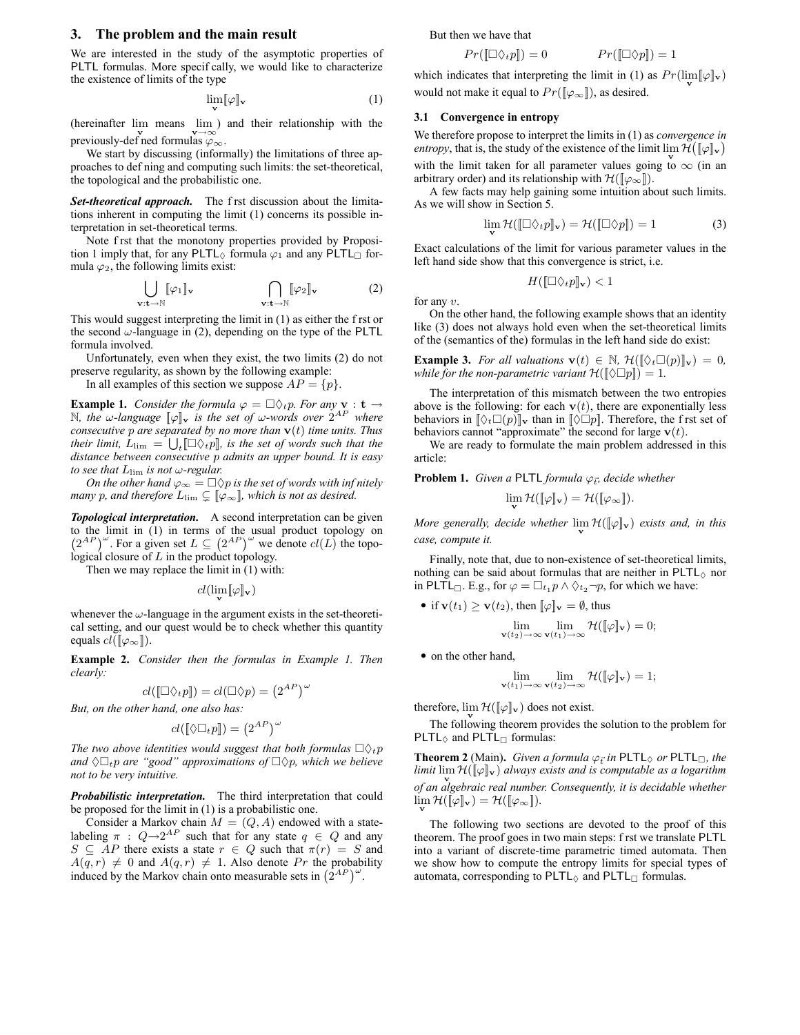## 3. The problem and the main result

We are interested in the study of the asymptotic properties of PLTL formulas. More specifically, we would like to characterize the existence of limits of the type

$$\lim_{\mathbf{v}} [\![\varphi]\!]_{\mathbf{v}} \tag{1}$$

(hereinafter $\lim_{\mathbf{v}}$ means $\lim_{\mathbf{v}\to\infty}$) and their relationship with the previously-defined formulas $\varphi_\infty$.

We start by discussing (informally) the limitations of three approaches to defining and computing such limits: the set-theoretical, the topological and the probabilistic one.

***Set-theoretical approach.*** The first discussion about the limitations inherent in computing the limit (1) concerns its possible interpretation in set-theoretical terms.

Note first that the monotony properties provided by Proposition 1 imply that, for any $\mathsf{PLTL}_\Diamond$ formula $\varphi_1$ and any $\mathsf{PLTL}_\Box$ formula $\varphi_2$, the following limits exist:

$$\bigcup_{\mathbf{v}:\mathbf{t}\to\mathbb{N}} [\![\varphi_1]\!]_{\mathbf{v}} \qquad\qquad \bigcap_{\mathbf{v}:\mathbf{t}\to\mathbb{N}} [\![\varphi_2]\!]_{\mathbf{v}} \tag{2}$$

This would suggest interpreting the limit in (1) as either the first or the second $\omega$-language in (2), depending on the type of the PLTL formula involved.

Unfortunately, even when they exist, the two limits (2) do not preserve regularity, as shown by the following example:

In all examples of this section we suppose $AP = \{p\}$.

**Example 1.** *Consider the formula $\varphi = \Box\Diamond_t p$. For any $\mathbf{v} : \mathbf{t} \to \mathbb{N}$, the $\omega$-language $[\![\varphi]\!]_{\mathbf{v}}$ is the set of $\omega$-words over $2^{AP}$ where consecutive $p$ are separated by no more than $\mathbf{v}(t)$ time units. Thus their limit, $L_{\lim} = \bigcup_t [\![\Box\Diamond_t p]\!]$, is the set of words such that the distance between consecutive $p$ admits an upper bound. It is easy to see that $L_{\lim}$ is not $\omega$-regular.*

*On the other hand $\varphi_\infty = \Box\Diamond p$ is the set of words with infinitely many $p$, and therefore $L_{\lim} \subsetneq [\![\varphi_\infty]\!]$, which is not as desired.*

***Topological interpretation.*** A second interpretation can be given to the limit in (1) in terms of the usual product topology on $\left(2^{AP}\right)^\omega$. For a given set $L \subseteq \left(2^{AP}\right)^\omega$ we denote $cl(L)$ the topological closure of $L$ in the product topology.

Then we may replace the limit in (1) with:

$$cl(\lim_{\mathbf{v}} [\![\varphi]\!]_{\mathbf{v}})$$

whenever the $\omega$-language in the argument exists in the set-theoretical setting, and our quest would be to check whether this quantity equals $cl([\![\varphi_\infty]\!])$.

**Example 2.** *Consider then the formulas in Example 1. Then clearly:*

$$cl([\![\Box\Diamond_t p]\!]) = cl(\Box\Diamond p) = \left(2^{AP}\right)^\omega$$

*But, on the other hand, one also has:*

$$cl([\![\Diamond\Box_t p]\!]) = \left(2^{AP}\right)^\omega$$

*The two above identities would suggest that both formulas $\Box\Diamond_t p$ and $\Diamond\Box_t p$ are "good" approximations of $\Box\Diamond p$, which we believe not to be very intuitive.*

***Probabilistic interpretation.*** The third interpretation that could be proposed for the limit in (1) is a probabilistic one.

Consider a Markov chain $M = (Q, A)$ endowed with a state-labeling $\pi : Q \to 2^{AP}$ such that for any state $q \in Q$ and any $S \subseteq AP$ there exists a state $r \in Q$ such that $\pi(r) = S$ and $A(q, r) \neq 0$ and $A(q, r) \neq 1$. Also denote $Pr$ the probability induced by the Markov chain onto measurable sets in $\left(2^{AP}\right)^\omega$.

But then we have that

$$Pr([\![\Box\Diamond_t p]\!]) = 0 \qquad\qquad Pr([\![\Box\Diamond p]\!]) = 1$$

which indicates that interpreting the limit in (1) as $Pr(\lim_{\mathbf{v}} [\![\varphi]\!]_{\mathbf{v}})$ would not make it equal to $Pr([\![\varphi_\infty]\!])$, as desired.

### 3.1 Convergence in entropy

We therefore propose to interpret the limits in (1) as *convergence in entropy*, that is, the study of the existence of the limit $\lim_{\mathbf{v}} \mathcal{H}\big([\![\varphi]\!]_{\mathbf{v}}\big)$ with the limit taken for all parameter values going to $\infty$ (in an arbitrary order) and its relationship with $\mathcal{H}([\![\varphi_\infty]\!])$.

A few facts may help gaining some intuition about such limits. As we will show in Section 5.

$$\lim_{\mathbf{v}} \mathcal{H}([\![\Box\Diamond_t p]\!]_{\mathbf{v}}) = \mathcal{H}([\![\Box\Diamond p]\!]) = 1 \tag{3}$$

Exact calculations of the limit for various parameter values in the left hand side show that this convergence is strict, i.e.

$$H([\![\Box\Diamond_t p]\!]_{\mathbf{v}}) < 1$$

for any $v$.

On the other hand, the following example shows that an identity like (3) does not always hold even when the set-theoretical limits of the (semantics of the) formulas in the left hand side do exist:

**Example 3.** *For all valuations $\mathbf{v}(t) \in \mathbb{N}$, $\mathcal{H}([\![\Diamond_t\Box(p)]\!]_{\mathbf{v}}) = 0$, while for the non-parametric variant $\mathcal{H}([\![\Diamond\Box p]\!]) = 1$.*

The interpretation of this mismatch between the two entropies above is the following: for each $\mathbf{v}(t)$, there are exponentially less behaviors in $[\![\Diamond_t\Box(p)]\!]_{\mathbf{v}}$ than in $[\![\Diamond\Box p]\!]$. Therefore, the first set of behaviors cannot "approximate" the second for large $\mathbf{v}(t)$.

We are ready to formulate the main problem addressed in this article:

**Problem 1.** *Given a PLTL formula $\varphi_{\vec{t}}$, decide whether*

$$\lim_{\mathbf{v}} \mathcal{H}([\![\varphi]\!]_{\mathbf{v}}) = \mathcal{H}([\![\varphi_\infty]\!]).$$

*More generally, decide whether $\lim_{\mathbf{v}} \mathcal{H}([\![\varphi]\!]_{\mathbf{v}})$ exists and, in this case, compute it.*

Finally, note that, due to non-existence of set-theoretical limits, nothing can be said about formulas that are neither in $\mathsf{PLTL}_\Diamond$ nor in $\mathsf{PLTL}_\Box$. E.g., for $\varphi = \Box_{t_1} p \wedge \Diamond_{t_2} \neg p$, for which we have:

- if $\mathbf{v}(t_1) \geq \mathbf{v}(t_2)$, then $[\![\varphi]\!]_{\mathbf{v}} = \emptyset$, thus

$$\lim_{\mathbf{v}(t_2)\to\infty} \lim_{\mathbf{v}(t_1)\to\infty} \mathcal{H}([\![\varphi]\!]_{\mathbf{v}}) = 0;$$

- on the other hand,

$$\lim_{\mathbf{v}(t_1)\to\infty} \lim_{\mathbf{v}(t_2)\to\infty} \mathcal{H}([\![\varphi]\!]_{\mathbf{v}}) = 1;$$

therefore, $\lim_{\mathbf{v}} \mathcal{H}([\![\varphi]\!]_{\mathbf{v}})$ does not exist.

The following theorem provides the solution to the problem for $\mathsf{PLTL}_\Diamond$ and $\mathsf{PLTL}_\Box$ formulas:

**Theorem 2** (Main). *Given a formula $\varphi_{\vec{t}}$ in $\mathsf{PLTL}_\Diamond$ or $\mathsf{PLTL}_\Box$, the limit $\lim_{\mathbf{v}} \mathcal{H}([\![\varphi]\!]_{\mathbf{v}})$ always exists and is computable as a logarithm of an algebraic real number. Consequently, it is decidable whether $\lim_{\mathbf{v}} \mathcal{H}([\![\varphi]\!]_{\mathbf{v}}) = \mathcal{H}([\![\varphi_\infty]\!])$.*

The following two sections are devoted to the proof of this theorem. The proof goes in two main steps: first we translate PLTL into a variant of discrete-time parametric timed automata. Then we show how to compute the entropy limits for special types of automata, corresponding to $\mathsf{PLTL}_\Diamond$ and $\mathsf{PLTL}_\Box$ formulas.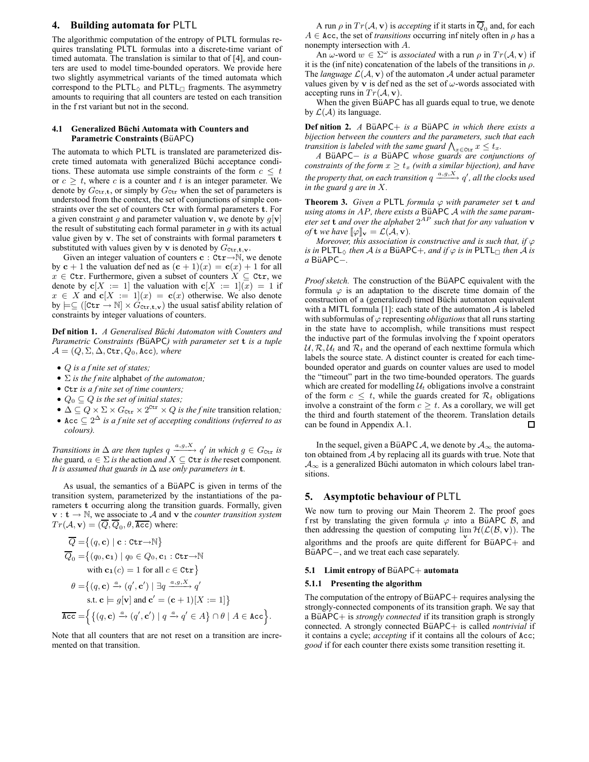## 4. Building automata for PLTL

The algorithmic computation of the entropy of PLTL formulas requires translating PLTL formulas into a discrete-time variant of timed automata. The translation is similar to that of [4], and counters are used to model time-bounded operators. We provide here two slightly asymmetrical variants of the timed automata which correspond to the $\mathsf{PLTL}_\Diamond$ and $\mathsf{PLTL}_\Box$ fragments. The asymmetry amounts to requiring that all counters are tested on each transition in the first variant but not in the second.

### 4.1 Generalized Büchi Automata with Counters and Parametric Constraints (BüAPC)

The automata to which PLTL is translated are parameterized discrete timed automata with generalized Büchi acceptance conditions. These automata use simple constraints of the form $c \leq t$ or $c \geq t$, where $c$ is a counter and $t$ is an integer parameter. We denote by $G_{\mathtt{Ctr},\mathbf{t}}$, or simply by $G_{\mathtt{Ctr}}$ when the set of parameters is understood from the context, the set of conjunctions of simple constraints over the set of counters $\mathtt{Ctr}$ with formal parameters $\mathbf{t}$. For a given constraint $g$ and parameter valuation $\mathbf{v}$, we denote by $g[\mathbf{v}]$ the result of substituting each formal parameter in $g$ with its actual value given by $\mathbf{v}$. The set of constraints with formal parameters $\mathbf{t}$ substituted with values given by $\mathbf{v}$ is denoted by $G_{\mathtt{Ctr},\mathbf{t},\mathbf{v}}$.

Given an integer valuation of counters $\mathbf{c} : \mathtt{Ctr} \to \mathbb{N}$, we denote by $\mathbf{c}+1$ the valuation defined as $(\mathbf{c}+1)(x) = \mathbf{c}(x)+1$ for all $x \in \mathtt{Ctr}$. Furthermore, given a subset of counters $X \subseteq \mathtt{Ctr}$, we denote by $\mathbf{c}[X := 1]$ the valuation with $\mathbf{c}[X := 1](x) = 1$ if $x \in X$ and $\mathbf{c}[X := 1](x) = \mathbf{c}(x)$ otherwise. We also denote by $\models \subseteq ([\mathtt{Ctr} \to \mathbb{N}] \times G_{\mathtt{Ctr},\mathbf{t},\mathbf{v}})$ the usual satisfiability relation of constraints by integer valuations of counters.

**Definition 1.** *A Generalised Büchi Automaton with Counters and Parametric Constraints (*BüAPC*) with parameter set* $\mathbf{t}$ *is a tuple* $\mathcal{A} = (Q, \Sigma, \Delta, \mathtt{Ctr}, Q_0, \mathtt{Acc})$*, where*

- $Q$ *is a finite set of states;*
- $\Sigma$ *is the finite* alphabet *of the automaton;*
- $\mathtt{Ctr}$ *is a finite set of time counters;*
- $Q_0 \subseteq Q$ *is the set of initial states;*
- $\Delta \subseteq Q \times \Sigma \times G_{\mathtt{Ctr}} \times 2^{\mathtt{Ctr}} \times Q$ *is the finite* transition relation*;*
- $\mathtt{Acc} \subseteq 2^{\Delta}$ *is a finite set of accepting conditions (referred to as colours).*

*Transitions in* $\Delta$ *are then tuples* $q \xrightarrow{a,g,X} q'$ *in which* $g \in G_{\mathtt{Ctr}}$ *is the* guard*,* $a \in \Sigma$ *is the* action *and* $X \subseteq \mathtt{Ctr}$ *is the* reset component*. It is assumed that guards in* $\Delta$ *use only parameters in* $\mathbf{t}$*.*

As usual, the semantics of a BüAPC is given in terms of the transition system, parameterized by the instantiations of the parameters $\mathbf{t}$ occurring along the transition guards. Formally, given $\mathbf{v} : \mathbf{t} \to \mathbb{N}$, we associate to $\mathcal{A}$ and $\mathbf{v}$ the *counter transition system* $Tr(\mathcal{A}, \mathbf{v}) = (\overline{Q}, \overline{Q}_0, \theta, \overline{\mathtt{Acc}})$ where:

$$
\begin{aligned}
\overline{Q} &= \big\{(q, \mathbf{c}) \mid \mathbf{c} : \mathtt{Ctr} \to \mathbb{N}\big\} \\
\overline{Q}_0 &= \big\{(q_0, \mathbf{c_1}) \mid q_0 \in Q_0, \mathbf{c_1} : \mathtt{Ctr} \to \mathbb{N} \\
&\qquad \text{with } \mathbf{c_1}(c) = 1 \text{ for all } c \in \mathtt{Ctr}\big\} \\
\theta &= \big\{(q, \mathbf{c}) \xrightarrow{a} (q', \mathbf{c}') \mid \exists q \xrightarrow{a,g,X} q' \\
&\qquad \text{s.t. } \mathbf{c} \models g[\mathbf{v}] \text{ and } \mathbf{c}' = (\mathbf{c}+1)[X := 1]\big\} \\
\overline{\mathtt{Acc}} &= \Big\{\big\{(q, \mathbf{c}) \xrightarrow{a} (q', \mathbf{c}') \mid q \xrightarrow{a} q' \in A\big\} \cap \theta \mid A \in \mathtt{Acc}\Big\}.
\end{aligned}
$$

Note that all counters that are not reset on a transition are incremented on that transition.

A run $\rho$ in $Tr(\mathcal{A}, \mathbf{v})$ is *accepting* if it starts in $\overline{Q}_0$ and, for each $A \in \mathtt{Acc}$, the set of *transitions* occurring infinitely often in $\rho$ has a nonempty intersection with $A$.

An $\omega$-word $w \in \Sigma^\omega$ is *associated* with a run $\rho$ in $Tr(\mathcal{A}, \mathbf{v})$ if it is the (infinite) concatenation of the labels of the transitions in $\rho$. The *language* $\mathcal{L}(\mathcal{A}, \mathbf{v})$ of the automaton $\mathcal{A}$ under actual parameter values given by $\mathbf{v}$ is defined as the set of $\omega$-words associated with accepting runs in $Tr(\mathcal{A}, \mathbf{v})$.

When the given BüAPC has all guards equal to true, we denote by $\mathcal{L}(\mathcal{A})$ its language.

**Definition 2.** *A* BüAPC+ *is a* BüAPC *in which there exists a bijection between the counters and the parameters, such that each transition is labeled with the same guard* $\bigwedge_{x \in \mathtt{Ctr}} x \leq t_x$*.*

*A* BüAPC− *is a* BüAPC *whose guards are conjunctions of constraints of the form* $x \geq t_x$ *(with a similar bijection), and have the property that, on each transition* $q \xrightarrow{a,g,X} q'$*, all the clocks used in the guard* $g$ *are in* $X$*.*

**Theorem 3.** *Given a* PLTL *formula* $\varphi$ *with parameter set* $\mathbf{t}$ *and using atoms in* $AP$*, there exists a* BüAPC $\mathcal{A}$ *with the same parameter set* $\mathbf{t}$ *and over the alphabet* $2^{AP}$ *such that for any valuation* $\mathbf{v}$ *of* $\mathbf{t}$ *we have* $[\![\varphi]\!]_{\mathbf{v}} = \mathcal{L}(\mathcal{A}, \mathbf{v})$*.*

*Moreover, this association is constructive and is such that, if* $\varphi$ *is in* $\mathsf{PLTL}_\Diamond$ *then* $\mathcal{A}$ *is a* BüAPC+*, and if* $\varphi$ *is in* $\mathsf{PLTL}_\Box$ *then* $\mathcal{A}$ *is a* BüAPC−*.*

*Proof sketch.* The construction of the BüAPC equivalent with the formula $\varphi$ is an adaptation to the discrete time domain of the construction of a (generalized) timed Büchi automaton equivalent with a MITL formula [1]: each state of the automaton $\mathcal{A}$ is labeled with subformulas of $\varphi$ representing *obligations* that all runs starting in the state have to accomplish, while transitions must respect the inductive part of the formulas involving the fixpoint operators $\mathcal{U}, \mathcal{R}, \mathcal{U}_t$ and $\mathcal{R}_t$ and the operand of each nexttime formula which labels the source state. A distinct counter is created for each time-bounded operator and guards on counter values are used to model the "timeout" part in the two time-bounded operators. The guards which are created for modelling $\mathcal{U}_t$ obligations involve a constraint of the form $c \leq t$, while the guards created for $\mathcal{R}_t$ obligations involve a constraint of the form $c \geq t$. As a corollary, we will get the third and fourth statement of the theorem. Translation details can be found in Appendix A.1. $\square$

In the sequel, given a BüAPC $\mathcal{A}$, we denote by $\mathcal{A}_\infty$ the automaton obtained from $\mathcal{A}$ by replacing all its guards with true. Note that $\mathcal{A}_\infty$ is a generalized Büchi automaton in which colours label transitions.

## 5. Asymptotic behaviour of PLTL

We now turn to proving our Main Theorem 2. The proof goes first by translating the given formula $\varphi$ into a BüAPC $\mathcal{B}$, and then addressing the question of computing $\lim_{\mathbf{v}} \mathcal{H}(\mathcal{L}(\mathcal{B}, \mathbf{v}))$. The algorithms and the proofs are quite different for BüAPC+ and BüAPC−, and we treat each case separately.

### 5.1 Limit entropy of BüAPC+ automata

#### 5.1.1 Presenting the algorithm

The computation of the entropy of BüAPC+ requires analysing the strongly-connected components of its transition graph. We say that a BüAPC+ is *strongly connected* if its transition graph is strongly connected. A strongly connected BüAPC+ is called *nontrivial* if it contains a cycle; *accepting* if it contains all the colours of $\mathtt{Acc}$; *good* if for each counter there exists some transition resetting it.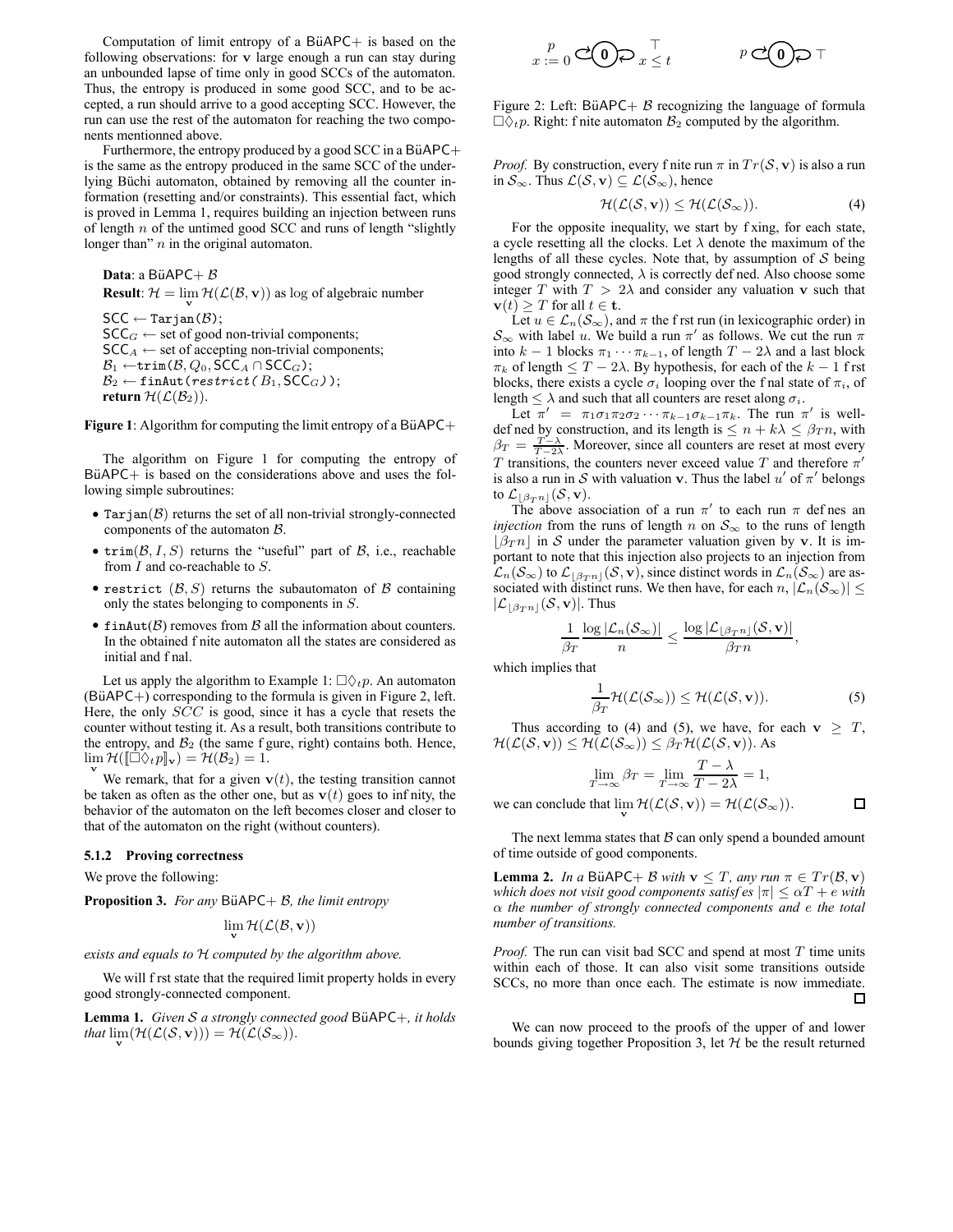Computation of limit entropy of a BüAPC+ is based on the following observations: for $\mathbf{v}$ large enough a run can stay during an unbounded lapse of time only in good SCCs of the automaton. Thus, the entropy is produced in some good SCC, and to be accepted, a run should arrive to a good accepting SCC. However, the run can use the rest of the automaton for reaching the two components mentionned above.

Furthermore, the entropy produced by a good SCC in a BüAPC+ is the same as the entropy produced in the same SCC of the underlying Büchi automaton, obtained by removing all the counter information (resetting and/or constraints). This essential fact, which is proved in Lemma 1, requires building an injection between runs of length $n$ of the untimed good SCC and runs of length "slightly longer than" $n$ in the original automaton.

**Data**: a BüAPC+ $\mathcal{B}$
**Result**: $\mathcal{H} = \lim_{\mathbf{v}} \mathcal{H}(\mathcal{L}(\mathcal{B}, \mathbf{v}))$ as log of algebraic number

```
SCC ← Tarjan(B);
SCC_G ← set of good non-trivial components;
SCC_A ← set of accepting non-trivial components;
B_1 ← trim(B, Q_0, SCC_A ∩ SCC_G);
B_2 ← finAut(restrict(B_1, SCC_G));
return H(L(B_2)).
```

**Figure 1**: Algorithm for computing the limit entropy of a BüAPC+

The algorithm on Figure 1 for computing the entropy of BüAPC+ is based on the considerations above and uses the following simple subroutines:

- `Tarjan`($\mathcal{B}$) returns the set of all non-trivial strongly-connected components of the automaton $\mathcal{B}$.
- `trim`($\mathcal{B}, I, S$) returns the "useful" part of $\mathcal{B}$, i.e., reachable from $I$ and co-reachable to $S$.
- `restrict` ($\mathcal{B}, S$) returns the subautomaton of $\mathcal{B}$ containing only the states belonging to components in $S$.
- `finAut`($\mathcal{B}$) removes from $\mathcal{B}$ all the information about counters. In the obtained finite automaton all the states are considered as initial and final.

Let us apply the algorithm to Example 1: $\Box\Diamond_t p$. An automaton (BüAPC+) corresponding to the formula is given in Figure 2, left. Here, the only $SCC$ is good, since it has a cycle that resets the counter without testing it. As a result, both transitions contribute to the entropy, and $\mathcal{B}_2$ (the same figure, right) contains both. Hence, $\lim_{\mathbf{v}} \mathcal{H}([\![\Box\Diamond_t p]\!]_{\mathbf{v}}) = \mathcal{H}(\mathcal{B}_2) = 1$.

We remark, that for a given $\mathbf{v}(t)$, the testing transition cannot be taken as often as the other one, but as $\mathbf{v}(t)$ goes to infinity, the behavior of the automaton on the left becomes closer and closer to that of the automaton on the right (without counters).

### 5.1.2 Proving correctness

We prove the following:

**Proposition 3.** *For any* BüAPC+ $\mathcal{B}$*, the limit entropy*

$$\lim_{\mathbf{v}} \mathcal{H}(\mathcal{L}(\mathcal{B}, \mathbf{v}))$$

*exists and equals to* $\mathcal{H}$ *computed by the algorithm above.*

We will first state that the required limit property holds in every good strongly-connected component.

**Lemma 1.** *Given $\mathcal{S}$ a strongly connected good* BüAPC+*, it holds that* $\lim_{\mathbf{v}}(\mathcal{H}(\mathcal{L}(\mathcal{S}, \mathbf{v}))) = \mathcal{H}(\mathcal{L}(\mathcal{S}_\infty))$.

Figure 2: Left: BüAPC+ $\mathcal{B}$ recognizing the language of formula $\Box\Diamond_t p$. Right: finite automaton $\mathcal{B}_2$ computed by the algorithm.

*Proof.* By construction, every finite run $\pi$ in $Tr(\mathcal{S}, \mathbf{v})$ is also a run in $\mathcal{S}_\infty$. Thus $\mathcal{L}(\mathcal{S}, \mathbf{v}) \subseteq \mathcal{L}(\mathcal{S}_\infty)$, hence

$$\mathcal{H}(\mathcal{L}(\mathcal{S}, \mathbf{v})) \leq \mathcal{H}(\mathcal{L}(\mathcal{S}_\infty)). \tag{4}$$

For the opposite inequality, we start by fixing, for each state, a cycle resetting all the clocks. Let $\lambda$ denote the maximum of the lengths of all these cycles. Note that, by assumption of $\mathcal{S}$ being good strongly connected, $\lambda$ is correctly defined. Also choose some integer $T$ with $T > 2\lambda$ and consider any valuation $\mathbf{v}$ such that $\mathbf{v}(t) \geq T$ for all $t \in \mathbf{t}$.

Let $u \in \mathcal{L}_n(\mathcal{S}_\infty)$, and $\pi$ the first run (in lexicographic order) in $\mathcal{S}_\infty$ with label $u$. We build a run $\pi'$ as follows. We cut the run $\pi$ into $k-1$ blocks $\pi_1 \cdots \pi_{k-1}$, of length $T - 2\lambda$ and a last block $\pi_k$ of length $\leq T - 2\lambda$. By hypothesis, for each of the $k-1$ first blocks, there exists a cycle $\sigma_i$ looping over the final state of $\pi_i$, of length $\leq \lambda$ and such that all counters are reset along $\sigma_i$.

Let $\pi' = \pi_1\sigma_1\pi_2\sigma_2 \cdots \pi_{k-1}\sigma_{k-1}\pi_k$. The run $\pi'$ is well-defined by construction, and its length is $\leq n + k\lambda \leq \beta_T n$, with $\beta_T = \frac{T-\lambda}{T-2\lambda}$. Moreover, since all counters are reset at most every $T$ transitions, the counters never exceed value $T$ and therefore $\pi'$ is also a run in $\mathcal{S}$ with valuation $\mathbf{v}$. Thus the label $u'$ of $\pi'$ belongs to $\mathcal{L}_{\lfloor \beta_T n \rfloor}(\mathcal{S}, \mathbf{v})$.

The above association of a run $\pi'$ to each run $\pi$ defines an *injection* from the runs of length $n$ on $\mathcal{S}_\infty$ to the runs of length $\lfloor \beta_T n \rfloor$ in $\mathcal{S}$ under the parameter valuation given by $\mathbf{v}$. It is important to note that this injection also projects to an injection from $\mathcal{L}_n(\mathcal{S}_\infty)$ to $\mathcal{L}_{\lfloor \beta_T n \rfloor}(\mathcal{S}, \mathbf{v})$, since distinct words in $\mathcal{L}_n(\mathcal{S}_\infty)$ are associated with distinct runs. We then have, for each $n$, $|\mathcal{L}_n(\mathcal{S}_\infty)| \leq |\mathcal{L}_{\lfloor \beta_T n \rfloor}(\mathcal{S}, \mathbf{v})|$. Thus

$$\frac{1}{\beta_T} \frac{\log |\mathcal{L}_n(\mathcal{S}_\infty)|}{n} \leq \frac{\log |\mathcal{L}_{\lfloor \beta_T n \rfloor}(\mathcal{S}, \mathbf{v})|}{\beta_T n},$$

which implies that

$$\frac{1}{\beta_T} \mathcal{H}(\mathcal{L}(\mathcal{S}_\infty)) \leq \mathcal{H}(\mathcal{L}(\mathcal{S}, \mathbf{v})). \tag{5}$$

Thus according to (4) and (5), we have, for each $\mathbf{v} \geq T$, $\mathcal{H}(\mathcal{L}(\mathcal{S}, \mathbf{v})) \leq \mathcal{H}(\mathcal{L}(\mathcal{S}_\infty)) \leq \beta_T \mathcal{H}(\mathcal{L}(\mathcal{S}, \mathbf{v}))$. As

$$\lim_{T \to \infty} \beta_T = \lim_{T \to \infty} \frac{T - \lambda}{T - 2\lambda} = 1,$$

we can conclude that $\lim_{\mathbf{v}} \mathcal{H}(\mathcal{L}(\mathcal{S}, \mathbf{v})) = \mathcal{H}(\mathcal{L}(\mathcal{S}_\infty))$. ◻

The next lemma states that $\mathcal{B}$ can only spend a bounded amount of time outside of good components.

**Lemma 2.** *In a* BüAPC+ $\mathcal{B}$ *with* $\mathbf{v} \leq T$*, any run* $\pi \in Tr(\mathcal{B}, \mathbf{v})$ *which does not visit good components satisfies* $|\pi| \leq \alpha T + e$ *with* $\alpha$ *the number of strongly connected components and* $e$ *the total number of transitions.*

*Proof.* The run can visit bad SCC and spend at most $T$ time units within each of those. It can also visit some transitions outside SCCs, no more than once each. The estimate is now immediate. ◻

We can now proceed to the proofs of the upper of and lower bounds giving together Proposition 3, let $\mathcal{H}$ be the result returned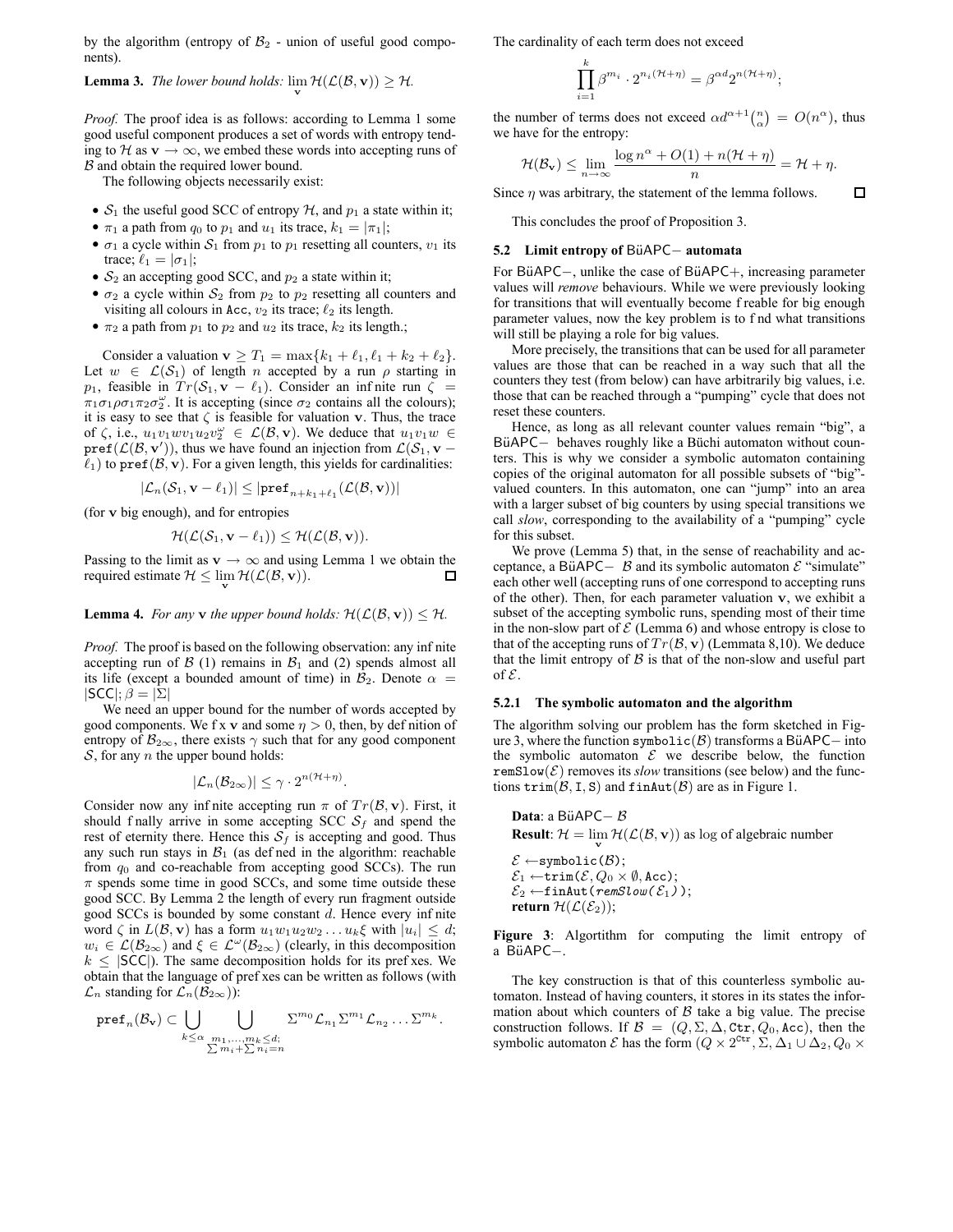by the algorithm (entropy of $\mathcal{B}_2$ - union of useful good components).

**Lemma 3.** *The lower bound holds:* $\lim_{\mathbf{v}} \mathcal{H}(\mathcal{L}(\mathcal{B},\mathbf{v})) \geq \mathcal{H}$.

*Proof.* The proof idea is as follows: according to Lemma 1 some good useful component produces a set of words with entropy tending to $\mathcal{H}$ as $\mathbf{v} \to \infty$, we embed these words into accepting runs of $\mathcal{B}$ and obtain the required lower bound.

The following objects necessarily exist:

- $\mathcal{S}_1$ the useful good SCC of entropy $\mathcal{H}$, and $p_1$ a state within it;
- $\pi_1$ a path from $q_0$ to $p_1$ and $u_1$ its trace, $k_1 = |\pi_1|$;
- $\sigma_1$ a cycle within $\mathcal{S}_1$ from $p_1$ to $p_1$ resetting all counters, $v_1$ its trace; $\ell_1 = |\sigma_1|$;
- $\mathcal{S}_2$ an accepting good SCC, and $p_2$ a state within it;
- $\sigma_2$ a cycle within $\mathcal{S}_2$ from $p_2$ to $p_2$ resetting all counters and visiting all colours in $\mathtt{Acc}$, $v_2$ its trace; $\ell_2$ its length.
- $\pi_2$ a path from $p_1$ to $p_2$ and $u_2$ its trace, $k_2$ its length.;

Consider a valuation $\mathbf{v} \geq T_1 = \max\{k_1 + \ell_1, \ell_1 + k_2 + \ell_2\}$. Let $w \in \mathcal{L}(\mathcal{S}_1)$ of length $n$ accepted by a run $\rho$ starting in $p_1$, feasible in $Tr(\mathcal{S}_1, \mathbf{v} - \ell_1)$. Consider an infinite run $\zeta = \pi_1\sigma_1\rho\sigma_1\pi_2\sigma_2^\omega$. It is accepting (since $\sigma_2$ contains all the colours); it is easy to see that $\zeta$ is feasible for valuation $\mathbf{v}$. Thus, the trace of $\zeta$, i.e., $u_1v_1wv_1u_2v_2^\omega \in \mathcal{L}(\mathcal{B},\mathbf{v})$. We deduce that $u_1v_1w \in \mathtt{pref}(\mathcal{L}(\mathcal{B},\mathbf{v}'))$, thus we have found an injection from $\mathcal{L}(\mathcal{S}_1, \mathbf{v} - \ell_1)$ to $\mathtt{pref}(\mathcal{B},\mathbf{v})$. For a given length, this yields for cardinalities:

$$|\mathcal{L}_n(\mathcal{S}_1, \mathbf{v} - \ell_1)| \leq |\mathtt{pref}_{n+k_1+\ell_1}(\mathcal{L}(\mathcal{B},\mathbf{v}))|$$

(for $\mathbf{v}$ big enough), and for entropies

$$\mathcal{H}(\mathcal{L}(\mathcal{S}_1, \mathbf{v} - \ell_1)) \leq \mathcal{H}(\mathcal{L}(\mathcal{B},\mathbf{v})).$$

Passing to the limit as $\mathbf{v} \to \infty$ and using Lemma 1 we obtain the required estimate $\mathcal{H} \leq \lim_{\mathbf{v}} \mathcal{H}(\mathcal{L}(\mathcal{B},\mathbf{v}))$. □

**Lemma 4.** *For any* $\mathbf{v}$ *the upper bound holds:* $\mathcal{H}(\mathcal{L}(\mathcal{B},\mathbf{v})) \leq \mathcal{H}$.

*Proof.* The proof is based on the following observation: any infinite accepting run of $\mathcal{B}$ (1) remains in $\mathcal{B}_1$ and (2) spends almost all its life (except a bounded amount of time) in $\mathcal{B}_2$. Denote $\alpha = |\mathsf{SCC}|$; $\beta = |\Sigma|$

We need an upper bound for the number of words accepted by good components. We fix $\mathbf{v}$ and some $\eta > 0$, then, by definition of entropy of $\mathcal{B}_{2\infty}$, there exists $\gamma$ such that for any good component $\mathcal{S}$, for any $n$ the upper bound holds:

$$|\mathcal{L}_n(\mathcal{B}_{2\infty})| \leq \gamma \cdot 2^{n(\mathcal{H}+\eta)}.$$

Consider now any infinite accepting run $\pi$ of $Tr(\mathcal{B},\mathbf{v})$. First, it should finally arrive in some accepting SCC $\mathcal{S}_f$ and spend the rest of eternity there. Hence this $\mathcal{S}_f$ is accepting and good. Thus any such run stays in $\mathcal{B}_1$ (as defined in the algorithm: reachable from $q_0$ and co-reachable from accepting good SCCs). The run $\pi$ spends some time in good SCCs, and some time outside these good SCC. By Lemma 2 the length of every run fragment outside good SCCs is bounded by some constant $d$. Hence every infinite word $\zeta$ in $L(\mathcal{B},\mathbf{v})$ has a form $u_1w_1u_2w_2\dots u_k\xi$ with $|u_i| \leq d$; $w_i \in \mathcal{L}(\mathcal{B}_{2\infty})$ and $\xi \in \mathcal{L}^\omega(\mathcal{B}_{2\infty})$ (clearly, in this decomposition $k \leq |\mathsf{SCC}|$). The same decomposition holds for its prefixes. We obtain that the language of prefixes can be written as follows (with $\mathcal{L}_n$ standing for $\mathcal{L}_n(\mathcal{B}_{2\infty})$):

$$\mathtt{pref}_n(\mathcal{B}_\mathbf{v}) \subset \bigcup_{k \leq \alpha} \bigcup_{\substack{m_1,\dots,m_k \leq d;\\ \sum m_i + \sum n_i = n}} \Sigma^{m_0}\mathcal{L}_{n_1}\Sigma^{m_1}\mathcal{L}_{n_2}\dots\Sigma^{m_k}.$$

The cardinality of each term does not exceed

$$\prod_{i=1}^{k} \beta^{m_i} \cdot 2^{n_i(\mathcal{H}+\eta)} = \beta^{\alpha d} 2^{n(\mathcal{H}+\eta)};$$

the number of terms does not exceed $\alpha d^{\alpha+1}\binom{n}{\alpha} = O(n^\alpha)$, thus we have for the entropy:

$$\mathcal{H}(\mathcal{B}_\mathbf{v}) \leq \lim_{n\to\infty} \frac{\log n^\alpha + O(1) + n(\mathcal{H}+\eta)}{n} = \mathcal{H} + \eta.$$

Since $\eta$ was arbitrary, the statement of the lemma follows. □

This concludes the proof of Proposition 3.

### 5.2 Limit entropy of BüAPC− automata

For BüAPC−, unlike the case of BüAPC+, increasing parameter values will *remove* behaviours. While we were previously looking for transitions that will eventually become freable for big enough parameter values, now the key problem is to find what transitions will still be playing a role for big values.

More precisely, the transitions that can be used for all parameter values are those that can be reached in a way such that all the counters they test (from below) can have arbitrarily big values, i.e. those that can be reached through a "pumping" cycle that does not reset these counters.

Hence, as long as all relevant counter values remain "big", a BüAPC− behaves roughly like a Büchi automaton without counters. This is why we consider a symbolic automaton containing copies of the original automaton for all possible subsets of "big"-valued counters. In this automaton, one can "jump" into an area with a larger subset of big counters by using special transitions we call *slow*, corresponding to the availability of a "pumping" cycle for this subset.

We prove (Lemma 5) that, in the sense of reachability and acceptance, a BüAPC− $\mathcal{B}$ and its symbolic automaton $\mathcal{E}$ "simulate" each other well (accepting runs of one correspond to accepting runs of the other). Then, for each parameter valuation $\mathbf{v}$, we exhibit a subset of the accepting symbolic runs, spending most of their time in the non-slow part of $\mathcal{E}$ (Lemma 6) and whose entropy is close to that of the accepting runs of $Tr(\mathcal{B},\mathbf{v})$ (Lemmata 8,10). We deduce that the limit entropy of $\mathcal{B}$ is that of the non-slow and useful part of $\mathcal{E}$.

#### 5.2.1 The symbolic automaton and the algorithm

The algorithm solving our problem has the form sketched in Figure 3, where the function $\mathtt{symbolic}(\mathcal{B})$ transforms a BüAPC− into the symbolic automaton $\mathcal{E}$ we describe below, the function $\mathtt{remSlow}(\mathcal{E})$ removes its *slow* transitions (see below) and the functions $\mathtt{trim}(\mathcal{B}, \mathtt{I}, \mathtt{S})$ and $\mathtt{finAut}(\mathcal{B})$ are as in Figure 1.

**Data**: a BüAPC− $\mathcal{B}$
**Result**: $\mathcal{H} = \lim_{\mathbf{v}} \mathcal{H}(\mathcal{L}(\mathcal{B},\mathbf{v}))$ as log of algebraic number

$\mathcal{E} \leftarrow \mathtt{symbolic}(\mathcal{B})$;
$\mathcal{E}_1 \leftarrow \mathtt{trim}(\mathcal{E}, Q_0 \times \emptyset, \mathtt{Acc})$;
$\mathcal{E}_2 \leftarrow \mathtt{finAut}(\mathtt{remSlow}(\mathcal{E}_1))$;
**return** $\mathcal{H}(\mathcal{L}(\mathcal{E}_2))$;

**Figure 3**: Algorithm for computing the limit entropy of a BüAPC−.

The key construction is that of this counterless symbolic automaton. Instead of having counters, it stores in its states the information about which counters of $\mathcal{B}$ take a big value. The precise construction follows. If $\mathcal{B} = (Q, \Sigma, \Delta, \mathtt{Ctr}, Q_0, \mathtt{Acc})$, then the symbolic automaton $\mathcal{E}$ has the form $(Q \times 2^{\mathtt{Ctr}}, \Sigma, \Delta_1 \cup \Delta_2, Q_0 \times$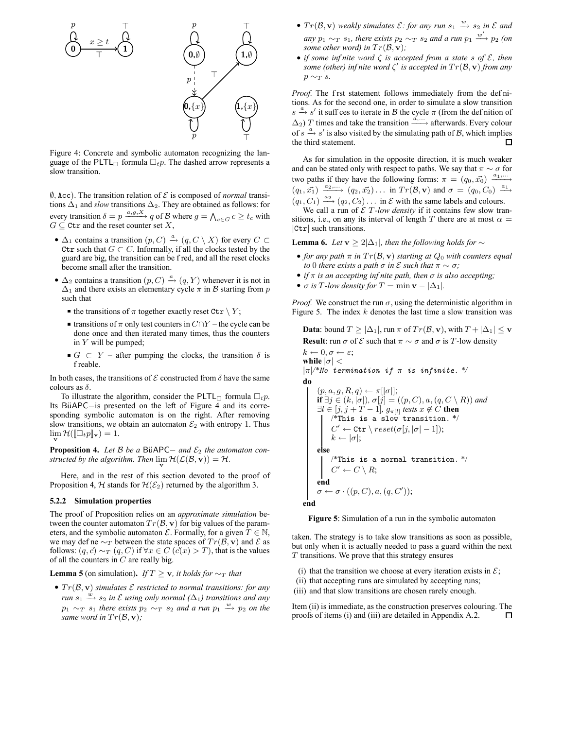Figure 4: Concrete and symbolic automaton recognizing the language of the $\mathsf{PLTL}_\square$ formula $\square_t p$. The dashed arrow represents a slow transition.

$\emptyset$, Acc). The transition relation of $\mathcal{E}$ is composed of *normal* transitions $\Delta_1$ and *slow* transitions $\Delta_2$. They are obtained as follows: for every transition $\delta = p \xrightarrow{a,g,X} q$ of $\mathcal{B}$ where $g = \bigwedge_{c \in G} c \geq t_c$ with $G \subseteq \mathtt{Ctr}$ and the reset counter set $X$,

- $\Delta_1$ contains a transition $(p, C) \xrightarrow{a} (q, C \setminus X)$ for every $C \subset \mathtt{Ctr}$ such that $G \subset C$. Informally, if all the clocks tested by the guard are big, the transition can be fired, and all the reset clocks become small after the transition.
- $\Delta_2$ contains a transition $(p, C) \xrightarrow{a} (q, Y)$ whenever it is not in $\Delta_1$ and there exists an elementary cycle $\pi$ in $\mathcal{B}$ starting from $p$ such that
  - the transitions of $\pi$ together exactly reset $\mathtt{Ctr} \setminus Y$;
  - transitions of $\pi$ only test counters in $C \cap Y$ – the cycle can be done once and then iterated many times, thus the counters in $Y$ will be pumped;
  - $G \subset Y$ – after pumping the clocks, the transition $\delta$ is fireable.

In both cases, the transitions of $\mathcal{E}$ constructed from $\delta$ have the same colours as $\delta$.

To illustrate the algorithm, consider the $\mathsf{PLTL}_\square$ formula $\square_t p$. Its BüAPC− is presented on the left of Figure 4 and its corresponding symbolic automaton is on the right. After removing slow transitions, we obtain an automaton $\mathcal{E}_2$ with entropy 1. Thus $\lim_{\mathbf{v}} \mathcal{H}(\llbracket \square_t p \rrbracket_{\mathbf{v}}) = 1$.

**Proposition 4.** *Let $\mathcal{B}$ be a BüAPC− and $\mathcal{E}_2$ the automaton constructed by the algorithm. Then $\lim_{\mathbf{v}} \mathcal{H}(\mathcal{L}(\mathcal{B}, \mathbf{v})) = \mathcal{H}$.*

Here, and in the rest of this section devoted to the proof of Proposition 4, $\mathcal{H}$ stands for $\mathcal{H}(\mathcal{E}_2)$ returned by the algorithm 3.

### 5.2.2 Simulation properties

The proof of Proposition relies on an *approximate simulation* between the counter automaton $Tr(\mathcal{B}, \mathbf{v})$ for big values of the parameters, and the symbolic automaton $\mathcal{E}$. Formally, for a given $T \in \mathbb{N}$, we may define $\sim_T$ between the state spaces of $Tr(\mathcal{B}, \mathbf{v})$ and $\mathcal{E}$ as follows: $(q, \vec{c}) \sim_T (q, C)$ if $\forall x \in C\ (\vec{c}(x) > T)$, that is the values of all the counters in $C$ are really big.

**Lemma 5** (on simulation)**.** *If $T \geq \mathbf{v}$, it holds for $\sim_T$ that*

- *$Tr(\mathcal{B}, \mathbf{v})$ simulates $\mathcal{E}$ restricted to normal transitions: for any run $s_1 \xrightarrow{w} s_2$ in $\mathcal{E}$ using only normal ($\Delta_1$) transitions and any $p_1 \sim_T s_1$ there exists $p_2 \sim_T s_2$ and a run $p_1 \xrightarrow{w} p_2$ on the same word in $Tr(\mathcal{B}, \mathbf{v})$;*
- *$Tr(\mathcal{B}, \mathbf{v})$ weakly simulates $\mathcal{E}$: for any run $s_1 \xrightarrow{w} s_2$ in $\mathcal{E}$ and any $p_1 \sim_T s_1$, there exists $p_2 \sim_T s_2$ and a run $p_1 \xrightarrow{w'} p_2$ (on some other word) in $Tr(\mathcal{B}, \mathbf{v})$;*
- *if some infinite word $\zeta$ is accepted from a state $s$ of $\mathcal{E}$, then some (other) infinite word $\zeta'$ is accepted in $Tr(\mathcal{B}, \mathbf{v})$ from any $p \sim_T s$.*

*Proof.* The first statement follows immediately from the definitions. As for the second one, in order to simulate a slow transition $s \xrightarrow{a} s'$ it suffices to iterate in $\mathcal{B}$ the cycle $\pi$ (from the definition of $\Delta_2$) $T$ times and take the transition $\xrightarrow{a,\dots}$ afterwards. Every colour of $s \xrightarrow{a} s'$ is also visited by the simulating path of $\mathcal{B}$, which implies the third statement. $\square$

As for simulation in the opposite direction, it is much weaker and can be stated only with respect to paths. We say that $\pi \sim \sigma$ for two paths if they have the following forms: $\pi = (q_0, \vec{x_0}) \xrightarrow{a_1,\dots} (q_1, \vec{x_1}) \xrightarrow{a_2,\dots} (q_2, \vec{x_2}) \dots$ in $Tr(\mathcal{B}, \mathbf{v})$ and $\sigma = (q_0, C_0) \xrightarrow{a_1} (q_1, C_1) \xrightarrow{a_2} (q_2, C_2) \dots$ in $\mathcal{E}$ with the same labels and colours.

We call a run of $\mathcal{E}$ *$T$-low density* if it contains few slow transitions, i.e., on any its interval of length $T$ there are at most $\alpha = |\mathtt{Ctr}|$ such transitions.

**Lemma 6.** *Let $\mathbf{v} \geq 2|\Delta_1|$, then the following holds for $\sim$*

- *for any path $\pi$ in $Tr(\mathcal{B}, \mathbf{v})$ starting at $Q_0$ with counters equal to 0 there exists a path $\sigma$ in $\mathcal{E}$ such that $\pi \sim \sigma$;*
- *if $\pi$ is an accepting infinite path, then $\sigma$ is also accepting;*
- *$\sigma$ is $T$-low density for $T = \min \mathbf{v} - |\Delta_1|$.*

*Proof.* We construct the run $\sigma$, using the deterministic algorithm in Figure 5. The index $k$ denotes the last time a slow transition was taken. The strategy is to take slow transitions as soon as possible, but only when it is actually needed to pass a guard within the next $T$ transitions. We prove that this strategy ensures

(i) that the transition we choose at every iteration exists in $\mathcal{E}$;
(ii) that accepting runs are simulated by accepting runs;
(iii) and that slow transitions are chosen rarely enough.

Item (ii) is immediate, as the construction preserves colouring. The proofs of items (i) and (iii) are detailed in Appendix A.2. $\square$

**Data**: bound $T \geq |\Delta_1|$, run $\pi$ of $Tr(\mathcal{B}, \mathbf{v})$, with $T + |\Delta_1| \leq \mathbf{v}$
**Result**: run $\sigma$ of $\mathcal{E}$ such that $\pi \sim \sigma$ and $\sigma$ is $T$-low density

```
k ← 0, σ ← ε;
while |σ| < |π| /*No termination if π is infinite. */
do
    (p, a, g, R, q) ← π[|σ|];
    if ∃j ∈ (k, |σ|), σ[j] = ((p, C), a, (q, C \ R)) and
       ∃l ∈ [j, j + T − 1], g_π[l] tests x ∉ C then
        /*This is a slow transition. */
        C' ← Ctr \ reset(σ[j, |σ| − 1]);
        k ← |σ|;
    else
        /*This is a normal transition. */
        C' ← C \ R;
    end
    σ ← σ · ((p, C), a, (q, C'));
end
```

**Figure 5**: Simulation of a run in the symbolic automaton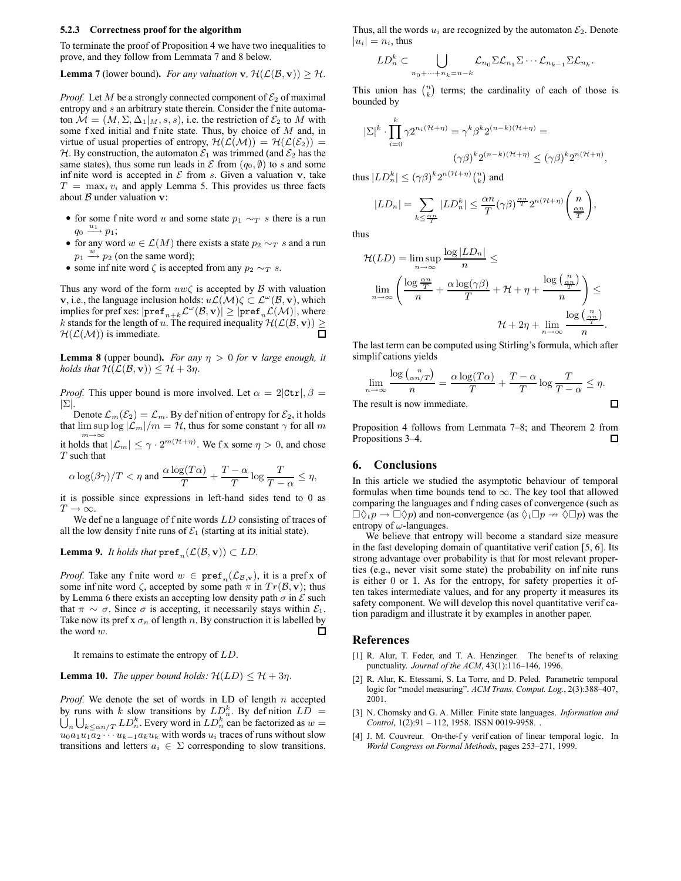### 5.2.3 Correctness proof for the algorithm

To terminate the proof of Proposition 4 we have two inequalities to prove, and they follow from Lemmata 7 and 8 below.

**Lemma 7** (lower bound)**.** *For any valuation* $\mathbf{v}$*,* $\mathcal{H}(\mathcal{L}(\mathcal{B}, \mathbf{v})) \geq \mathcal{H}$.

*Proof.* Let $M$ be a strongly connected component of $\mathcal{E}_2$ of maximal entropy and $s$ an arbitrary state therein. Consider the finite automaton $\mathcal{M} = (M, \Sigma, \Delta_1|_M, s, s)$, i.e. the restriction of $\mathcal{E}_2$ to $M$ with some fixed initial and finite state. Thus, by choice of $M$ and, in virtue of usual properties of entropy, $\mathcal{H}(\mathcal{L}(\mathcal{M})) = \mathcal{H}(\mathcal{L}(\mathcal{E}_2)) = \mathcal{H}$. By construction, the automaton $\mathcal{E}_1$ was trimmed (and $\mathcal{E}_2$ has the same states), thus some run leads in $\mathcal{E}$ from $(q_0, \emptyset)$ to $s$ and some infinite word is accepted in $\mathcal{E}$ from $s$. Given a valuation $\mathbf{v}$, take $T = \max_i v_i$ and apply Lemma 5. This provides us three facts about $\mathcal{B}$ under valuation $\mathbf{v}$:

- for some finite word $u$ and some state $p_1 \sim_T s$ there is a run $q_0 \xrightarrow{u_1} p_1$;
- for any word $w \in \mathcal{L}(M)$ there exists a state $p_2 \sim_T s$ and a run $p_1 \xrightarrow{w} p_2$ (on the same word);
- some infinite word $\zeta$ is accepted from any $p_2 \sim_T s$.

Thus any word of the form $uw\zeta$ is accepted by $\mathcal{B}$ with valuation $\mathbf{v}$, i.e., the language inclusion holds: $u\mathcal{L}(\mathcal{M})\zeta \subset \mathcal{L}^\omega(\mathcal{B}, \mathbf{v})$, which implies for prefixes: $|\mathtt{pref}_{n+k}\mathcal{L}^\omega(\mathcal{B}, \mathbf{v})| \geq |\mathtt{pref}_n\mathcal{L}(\mathcal{M})|$, where $k$ stands for the length of $u$. The required inequality $\mathcal{H}(\mathcal{L}(\mathcal{B}, \mathbf{v})) \geq \mathcal{H}(\mathcal{L}(\mathcal{M}))$ is immediate. ☐

**Lemma 8** (upper bound)**.** *For any* $\eta > 0$ *for* $\mathbf{v}$ *large enough, it holds that* $\mathcal{H}(\mathcal{L}(\mathcal{B}, \mathbf{v})) \leq \mathcal{H} + 3\eta$.

*Proof.* This upper bound is more involved. Let $\alpha = 2|\mathtt{Ctr}|, \beta = |\Sigma|$.

Denote $\mathcal{L}_m(\mathcal{E}_2) = \mathcal{L}_m$. By definition of entropy for $\mathcal{E}_2$, it holds that $\limsup_{m\to\infty} \log |\mathcal{L}_m|/m = \mathcal{H}$, thus for some constant $\gamma$ for all $m$ it holds that $|\mathcal{L}_m| \leq \gamma \cdot 2^{m(\mathcal{H}+\eta)}$. We fix some $\eta > 0$, and chose $T$ such that

$$\alpha \log(\beta\gamma)/T < \eta \text{ and } \frac{\alpha \log(T\alpha)}{T} + \frac{T-\alpha}{T} \log \frac{T}{T-\alpha} \leq \eta,$$

it is possible since expressions in left-hand sides tend to 0 as $T \to \infty$.

We define a language of finite words $LD$ consisting of traces of all the low density finite runs of $\mathcal{E}_1$ (starting at its initial state).

**Lemma 9.** *It holds that* $\mathtt{pref}_n(\mathcal{L}(\mathcal{B}, \mathbf{v})) \subset LD$.

*Proof.* Take any finite word $w \in \mathtt{pref}_n(\mathcal{L}_{\mathcal{B},\mathbf{v}})$, it is a prefix of some infinite word $\zeta$, accepted by some path $\pi$ in $Tr(\mathcal{B}, \mathbf{v})$; thus by Lemma 6 there exists an accepting low density path $\sigma$ in $\mathcal{E}$ such that $\pi \sim \sigma$. Since $\sigma$ is accepting, it necessarily stays within $\mathcal{E}_1$. Take now its prefix $\sigma_n$ of length $n$. By construction it is labelled by the word $w$. ☐

It remains to estimate the entropy of $LD$.

**Lemma 10.** *The upper bound holds:* $\mathcal{H}(LD) \leq \mathcal{H} + 3\eta$.

*Proof.* We denote the set of words in LD of length $n$ accepted by runs with $k$ slow transitions by $LD_n^k$. By definition $LD = \bigcup_n \bigcup_{k \leq \alpha n/T} LD_n^k$. Every word in $LD_n^k$ can be factorized as $w = u_0 a_1 u_1 a_2 \cdots u_{k-1} a_k u_k$ with words $u_i$ traces of runs without slow transitions and letters $a_i \in \Sigma$ corresponding to slow transitions. Thus, all the words $u_i$ are recognized by the automaton $\mathcal{E}_2$. Denote $|u_i| = n_i$, thus

$$LD_n^k \subset \bigcup_{n_0+\cdots+n_k=n-k} \mathcal{L}_{n_0}\Sigma\mathcal{L}_{n_1}\Sigma\cdots\mathcal{L}_{n_{k-1}}\Sigma\mathcal{L}_{n_k}.$$

This union has $\binom{n}{k}$ terms; the cardinality of each of those is bounded by

$$|\Sigma|^k \cdot \prod_{i=0}^{k} \gamma 2^{n_i(\mathcal{H}+\eta)} = \gamma^k \beta^k 2^{(n-k)(\mathcal{H}+\eta)} = (\gamma\beta)^k 2^{(n-k)(\mathcal{H}+\eta)} \leq (\gamma\beta)^k 2^{n(\mathcal{H}+\eta)},$$

thus $|LD_n^k| \leq (\gamma\beta)^k 2^{n(\mathcal{H}+\eta)} \binom{n}{k}$ and

$$|LD_n| = \sum_{k \leq \frac{\alpha n}{T}} |LD_n^k| \leq \frac{\alpha n}{T} (\gamma\beta)^{\frac{\alpha n}{T}} 2^{n(\mathcal{H}+\eta)} \binom{n}{\frac{\alpha n}{T}},$$

thus

$$\mathcal{H}(LD) = \limsup_{n\to\infty} \frac{\log |LD_n|}{n} \leq$$

$$\lim_{n\to\infty} \left( \frac{\log \frac{\alpha n}{T}}{n} + \frac{\alpha \log(\gamma\beta)}{T} + \mathcal{H} + \eta + \frac{\log \binom{n}{\frac{\alpha n}{T}}}{n} \right) \leq \mathcal{H} + 2\eta + \lim_{n\to\infty} \frac{\log \binom{n}{\frac{\alpha n}{T}}}{n}.$$

The last term can be computed using Stirling's formula, which after simplifications yields

$$\lim_{n\to\infty} \frac{\log \binom{n}{\alpha n/T}}{n} = \frac{\alpha \log(T\alpha)}{T} + \frac{T-\alpha}{T} \log \frac{T}{T-\alpha} \leq \eta.$$

The result is now immediate. ☐

Proposition 4 follows from Lemmata 7–8; and Theorem 2 from Propositions 3–4. ☐

## 6. Conclusions

In this article we studied the asymptotic behaviour of temporal formulas when time bounds tend to $\infty$. The key tool that allowed comparing the languages and finding cases of convergence (such as $\Box\Diamond_t p \to \Box\Diamond p$) and non-convergence (as $\Diamond_t \Box p \nrightarrow \Diamond\Box p$) was the entropy of $\omega$-languages.

We believe that entropy will become a standard size measure in the fast developing domain of quantitative verification [5, 6]. Its strong advantage over probability is that for most relevant properties (e.g., never visit some state) the probability on infinite runs is either 0 or 1. As for the entropy, for safety properties it often takes intermediate values, and for any property it measures its safety component. We will develop this novel quantitative verification paradigm and illustrate it by examples in another paper.

## References

[1] R. Alur, T. Feder, and T. A. Henzinger. The benefits of relaxing punctuality. *Journal of the ACM*, 43(1):116–146, 1996.

[2] R. Alur, K. Etessami, S. La Torre, and D. Peled. Parametric temporal logic for "model measuring". *ACM Trans. Comput. Log.*, 2(3):388–407, 2001.

[3] N. Chomsky and G. A. Miller. Finite state languages. *Information and Control*, 1(2):91 – 112, 1958. ISSN 0019-9958. .

[4] J. M. Couvreur. On-the-fly verification of linear temporal logic. In *World Congress on Formal Methods*, pages 253–271, 1999.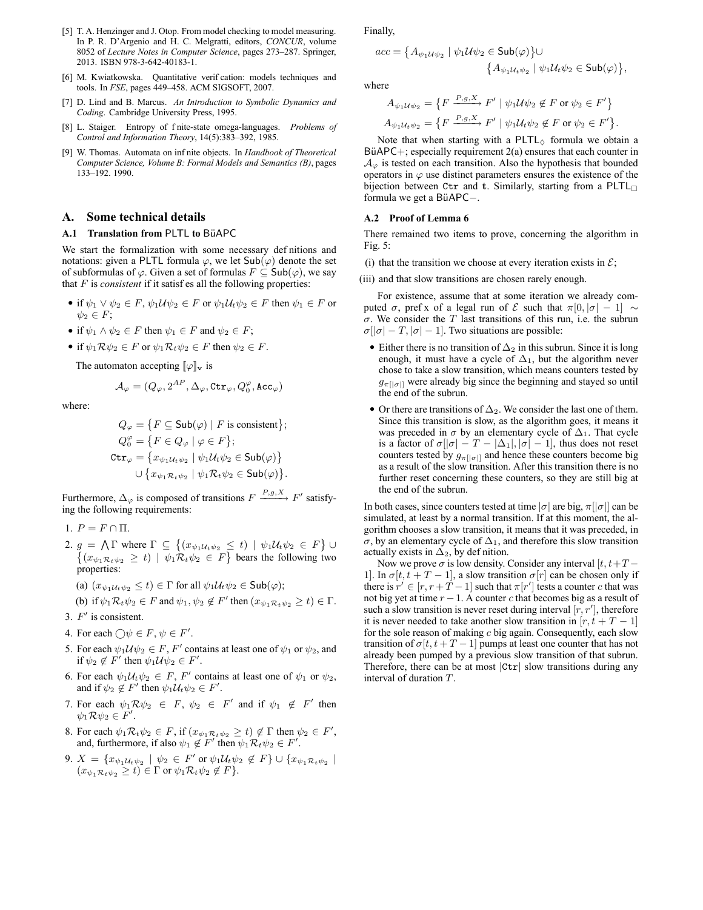[5] T. A. Henzinger and J. Otop. From model checking to model measuring. In P. R. D'Argenio and H. C. Melgratti, editors, *CONCUR*, volume 8052 of *Lecture Notes in Computer Science*, pages 273–287. Springer, 2013. ISBN 978-3-642-40183-1.

[6] M. Kwiatkowska. Quantitative verification: models techniques and tools. In *FSE*, pages 449–458. ACM SIGSOFT, 2007.

[7] D. Lind and B. Marcus. *An Introduction to Symbolic Dynamics and Coding*. Cambridge University Press, 1995.

[8] L. Staiger. Entropy of finite-state omega-languages. *Problems of Control and Information Theory*, 14(5):383–392, 1985.

[9] W. Thomas. Automata on infinite objects. In *Handbook of Theoretical Computer Science, Volume B: Formal Models and Semantics (B)*, pages 133–192. 1990.

# A. Some technical details

## A.1 Translation from PLTL to BüAPC

We start the formalization with some necessary definitions and notations: given a PLTL formula $\varphi$, we let $\mathsf{Sub}(\varphi)$ denote the set of subformulas of $\varphi$. Given a set of formulas $F \subseteq \mathsf{Sub}(\varphi)$, we say that $F$ is *consistent* if it satisfies all the following properties:

- if $\psi_1 \vee \psi_2 \in F$, $\psi_1 \mathcal{U} \psi_2 \in F$ or $\psi_1 \mathcal{U}_t \psi_2 \in F$ then $\psi_1 \in F$ or $\psi_2 \in F$;
- if $\psi_1 \wedge \psi_2 \in F$ then $\psi_1 \in F$ and $\psi_2 \in F$;
- if $\psi_1 \mathcal{R} \psi_2 \in F$ or $\psi_1 \mathcal{R}_t \psi_2 \in F$ then $\psi_2 \in F$.

The automaton accepting $[\![\varphi]\!]_{\mathbf{v}}$ is

$$\mathcal{A}_\varphi = (Q_\varphi, 2^{AP}, \Delta_\varphi, \mathtt{Ctr}_\varphi, Q_0^\varphi, \mathtt{Acc}_\varphi)$$

where:

$$Q_\varphi = \{F \subseteq \mathsf{Sub}(\varphi) \mid F \text{ is consistent}\};$$
$$Q_0^\varphi = \{F \in Q_\varphi \mid \varphi \in F\};$$
$$\mathtt{Ctr}_\varphi = \{x_{\psi_1 \mathcal{U}_t \psi_2} \mid \psi_1 \mathcal{U}_t \psi_2 \in \mathsf{Sub}(\varphi)\} \cup \{x_{\psi_1 \mathcal{R}_t \psi_2} \mid \psi_1 \mathcal{R}_t \psi_2 \in \mathsf{Sub}(\varphi)\}.$$

Furthermore, $\Delta_\varphi$ is composed of transitions $F \xrightarrow{P,g,X} F'$ satisfying the following requirements:

1. $P = F \cap \Pi$.
2. $g = \bigwedge \Gamma$ where $\Gamma \subseteq \{(x_{\psi_1 \mathcal{U}_t \psi_2} \leq t) \mid \psi_1 \mathcal{U}_t \psi_2 \in F\} \cup \{(x_{\psi_1 \mathcal{R}_t \psi_2} \geq t) \mid \psi_1 \mathcal{R}_t \psi_2 \in F\}$ bears the following two properties:
   (a) $(x_{\psi_1 \mathcal{U}_t \psi_2} \leq t) \in \Gamma$ for all $\psi_1 \mathcal{U}_t \psi_2 \in \mathsf{Sub}(\varphi)$;
   (b) if $\psi_1 \mathcal{R}_t \psi_2 \in F$ and $\psi_1, \psi_2 \notin F'$ then $(x_{\psi_1 \mathcal{R}_t \psi_2} \geq t) \in \Gamma$.
3. $F'$ is consistent.
4. For each $\bigcirc \psi \in F$, $\psi \in F'$.
5. For each $\psi_1 \mathcal{U} \psi_2 \in F$, $F'$ contains at least one of $\psi_1$ or $\psi_2$, and if $\psi_2 \notin F'$ then $\psi_1 \mathcal{U} \psi_2 \in F'$.
6. For each $\psi_1 \mathcal{U}_t \psi_2 \in F$, $F'$ contains at least one of $\psi_1$ or $\psi_2$, and if $\psi_2 \notin F'$ then $\psi_1 \mathcal{U}_t \psi_2 \in F'$.
7. For each $\psi_1 \mathcal{R} \psi_2 \in F$, $\psi_2 \in F'$ and if $\psi_1 \notin F'$ then $\psi_1 \mathcal{R} \psi_2 \in F'$.
8. For each $\psi_1 \mathcal{R}_t \psi_2 \in F$, if $(x_{\psi_1 \mathcal{R}_t \psi_2} \geq t) \notin \Gamma$ then $\psi_2 \in F'$, and, furthermore, if also $\psi_1 \notin F'$ then $\psi_1 \mathcal{R}_t \psi_2 \in F'$.
9. $X = \{x_{\psi_1 \mathcal{U}_t \psi_2} \mid \psi_2 \in F' \text{ or } \psi_1 \mathcal{U}_t \psi_2 \notin F\} \cup \{x_{\psi_1 \mathcal{R}_t \psi_2} \mid (x_{\psi_1 \mathcal{R}_t \psi_2} \geq t) \in \Gamma \text{ or } \psi_1 \mathcal{R}_t \psi_2 \notin F\}$.

Finally,

$$acc = \{A_{\psi_1 \mathcal{U} \psi_2} \mid \psi_1 \mathcal{U} \psi_2 \in \mathsf{Sub}(\varphi)\} \cup \{A_{\psi_1 \mathcal{U}_t \psi_2} \mid \psi_1 \mathcal{U}_t \psi_2 \in \mathsf{Sub}(\varphi)\},$$

where

$$A_{\psi_1 \mathcal{U} \psi_2} = \{F \xrightarrow{P,g,X} F' \mid \psi_1 \mathcal{U} \psi_2 \notin F \text{ or } \psi_2 \in F'\}$$
$$A_{\psi_1 \mathcal{U}_t \psi_2} = \{F \xrightarrow{P,g,X} F' \mid \psi_1 \mathcal{U}_t \psi_2 \notin F \text{ or } \psi_2 \in F'\}.$$

Note that when starting with a $\mathsf{PLTL}_\Diamond$ formula we obtain a BüAPC+; especially requirement 2(a) ensures that each counter in $\mathcal{A}_\varphi$ is tested on each transition. Also the hypothesis that bounded operators in $\varphi$ use distinct parameters ensures the existence of the bijection between $\mathtt{Ctr}$ and $\mathbf{t}$. Similarly, starting from a $\mathsf{PLTL}_\Box$ formula we get a BüAPC−.

## A.2 Proof of Lemma 6

There remained two items to prove, concerning the algorithm in Fig. 5:

(i) that the transition we choose at every iteration exists in $\mathcal{E}$;

(iii) and that slow transitions are chosen rarely enough.

For existence, assume that at some iteration we already computed $\sigma$, prefix of a legal run of $\mathcal{E}$ such that $\pi[0, |\sigma| - 1] \sim \sigma$. We consider the $T$ last transitions of this run, i.e. the subrun $\sigma[|\sigma| - T, |\sigma| - 1]$. Two situations are possible:

- Either there is no transition of $\Delta_2$ in this subrun. Since it is long enough, it must have a cycle of $\Delta_1$, but the algorithm never chose to take a slow transition, which means counters tested by $g_{\pi[|\sigma|]}$ were already big since the beginning and stayed so until the end of the subrun.
- Or there are transitions of $\Delta_2$. We consider the last one of them. Since this transition is slow, as the algorithm goes, it means it was preceded in $\sigma$ by an elementary cycle of $\Delta_1$. That cycle is a factor of $\sigma[|\sigma| - T - |\Delta_1|, |\sigma| - 1]$, thus does not reset counters tested by $g_{\pi[|\sigma|]}$ and hence these counters become big as a result of the slow transition. After this transition there is no further reset concerning these counters, so they are still big at the end of the subrun.

In both cases, since counters tested at time $|\sigma|$ are big, $\pi[|\sigma|]$ can be simulated, at least by a normal transition. If at this moment, the algorithm chooses a slow transition, it means that it was preceded, in $\sigma$, by an elementary cycle of $\Delta_1$, and therefore this slow transition actually exists in $\Delta_2$, by definition.

Now we prove $\sigma$ is low density. Consider any interval $[t, t+T-1]$. In $\sigma[t, t+T-1]$, a slow transition $\sigma[r]$ can be chosen only if there is $r' \in [r, r+T-1]$ such that $\pi[r']$ tests a counter $c$ that was not big yet at time $r-1$. A counter $c$ that becomes big as a result of such a slow transition is never reset during interval $[r, r']$, therefore it is never needed to take another slow transition in $[r, t+T-1]$ for the sole reason of making $c$ big again. Consequently, each slow transition of $\sigma[t, t+T-1]$ pumps at least one counter that has not already been pumped by a previous slow transition of that subrun. Therefore, there can be at most $|\mathtt{Ctr}|$ slow transitions during any interval of duration $T$.